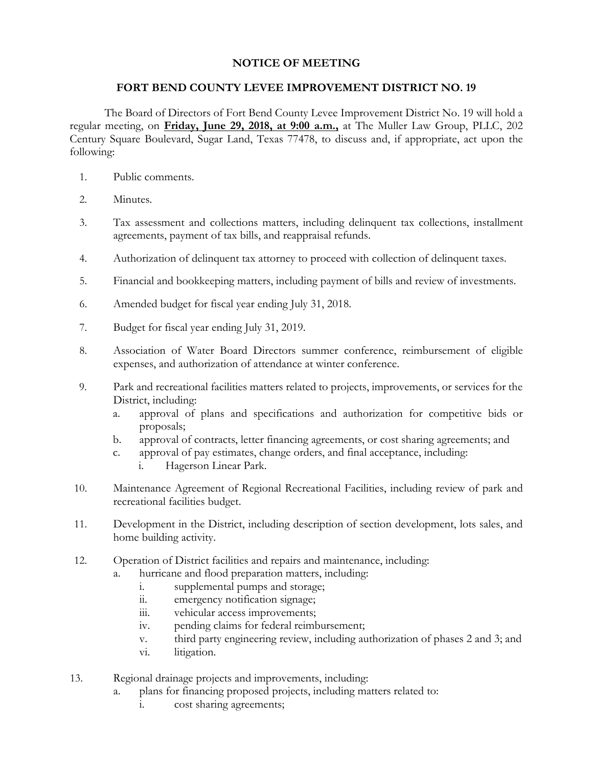# NOTICE OF MEETING

## FORT BEND COUNTY LEVEE IMPROVEMENT DISTRICT NO. 19

The Board of Directors of Fort Bend County Levee Improvement District No. 19 will hold a regular meeting, on **Friday, June 29, 2018, at 9:00 a.m.,** at The Muller Law Group, PLLC, 202 Century Square Boulevard, Sugar Land, Texas 77478, to discuss and, if appropriate, act upon the following:

1. Public comments.

2. Minutes.

3. Tax assessment and collections matters, including delinquent tax collections, installment agreements, payment of tax bills, and reappraisal refunds.

4. Authorization of delinquent tax attorney to proceed with collection of delinquent taxes.

5. Financial and bookkeeping matters, including payment of bills and review of investments.

6. Amended budget for fiscal year ending July 31, 2018.

7. Budget for fiscal year ending July 31, 2019.

8. Association of Water Board Directors summer conference, reimbursement of eligible expenses, and authorization of attendance at winter conference.

9. Park and recreational facilities matters related to projects, improvements, or services for the District, including:
   a. approval of plans and specifications and authorization for competitive bids or proposals;
   b. approval of contracts, letter financing agreements, or cost sharing agreements; and
   c. approval of pay estimates, change orders, and final acceptance, including:
      i. Hagerson Linear Park.

10. Maintenance Agreement of Regional Recreational Facilities, including review of park and recreational facilities budget.

11. Development in the District, including description of section development, lots sales, and home building activity.

12. Operation of District facilities and repairs and maintenance, including:
    a. hurricane and flood preparation matters, including:
       i. supplemental pumps and storage;
       ii. emergency notification signage;
       iii. vehicular access improvements;
       iv. pending claims for federal reimbursement;
       v. third party engineering review, including authorization of phases 2 and 3; and
       vi. litigation.

13. Regional drainage projects and improvements, including:
    a. plans for financing proposed projects, including matters related to:
       i. cost sharing agreements;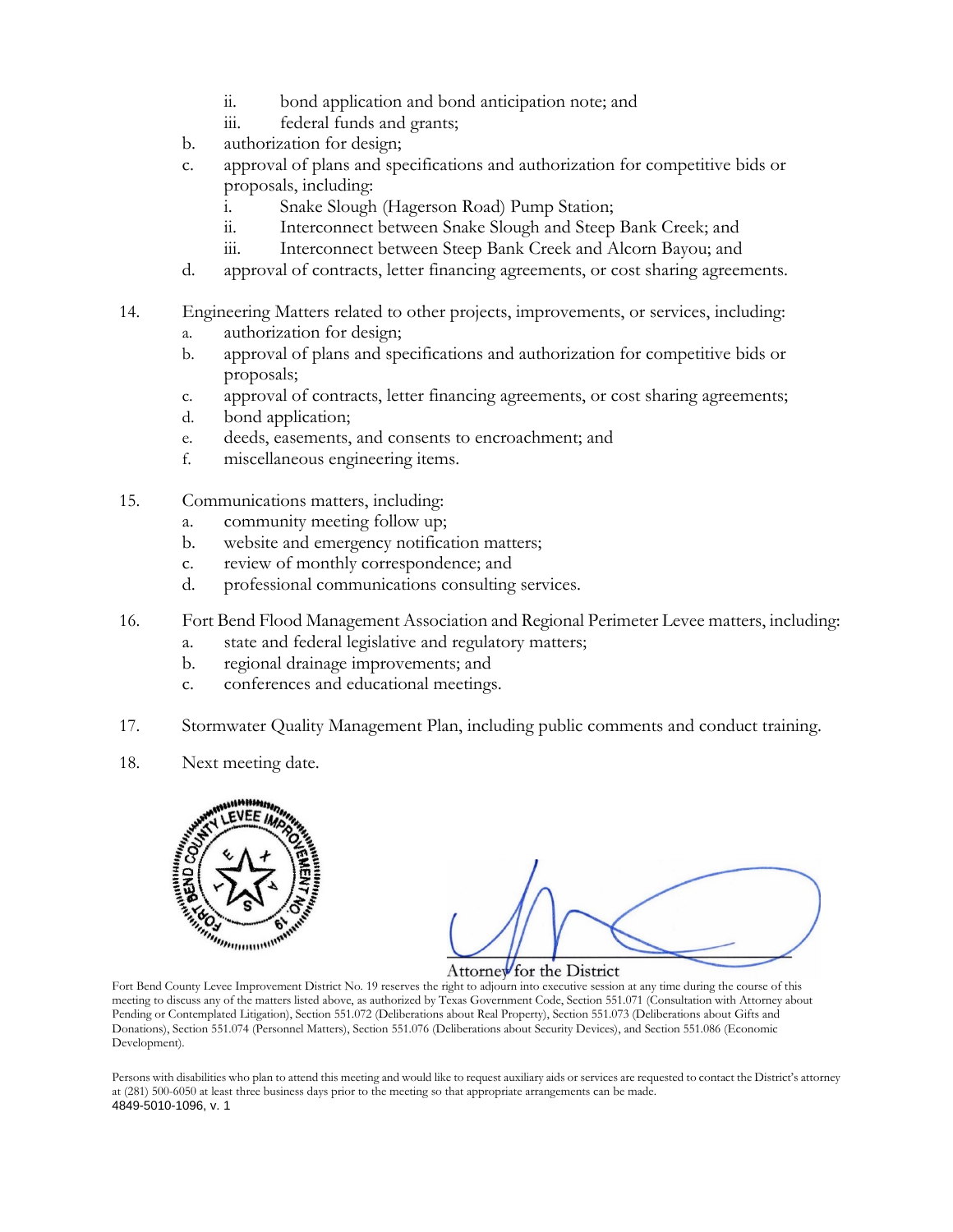ii. bond application and bond anticipation note; and
    iii. federal funds and grants;

  b. authorization for design;
  c. approval of plans and specifications and authorization for competitive bids or proposals, including:
    i. Snake Slough (Hagerson Road) Pump Station;
    ii. Interconnect between Snake Slough and Steep Bank Creek; and
    iii. Interconnect between Steep Bank Creek and Alcorn Bayou; and
  d. approval of contracts, letter financing agreements, or cost sharing agreements.

14. Engineering Matters related to other projects, improvements, or services, including:
    a. authorization for design;
    b. approval of plans and specifications and authorization for competitive bids or proposals;
    c. approval of contracts, letter financing agreements, or cost sharing agreements;
    d. bond application;
    e. deeds, easements, and consents to encroachment; and
    f. miscellaneous engineering items.

15. Communications matters, including:
    a. community meeting follow up;
    b. website and emergency notification matters;
    c. review of monthly correspondence; and
    d. professional communications consulting services.

16. Fort Bend Flood Management Association and Regional Perimeter Levee matters, including:
    a. state and federal legislative and regulatory matters;
    b. regional drainage improvements; and
    c. conferences and educational meetings.

17. Stormwater Quality Management Plan, including public comments and conduct training.

18. Next meeting date.

FORT BEND COUNTY LEVEE IMPROVEMENT NO. 19 — T E X A S

Attorney for the District

Fort Bend County Levee Improvement District No. 19 reserves the right to adjourn into executive session at any time during the course of this meeting to discuss any of the matters listed above, as authorized by Texas Government Code, Section 551.071 (Consultation with Attorney about Pending or Contemplated Litigation), Section 551.072 (Deliberations about Real Property), Section 551.073 (Deliberations about Gifts and Donations), Section 551.074 (Personnel Matters), Section 551.076 (Deliberations about Security Devices), and Section 551.086 (Economic Development).

Persons with disabilities who plan to attend this meeting and would like to request auxiliary aids or services are requested to contact the District's attorney at (281) 500-6050 at least three business days prior to the meeting so that appropriate arrangements can be made.

4849-5010-1096, v. 1